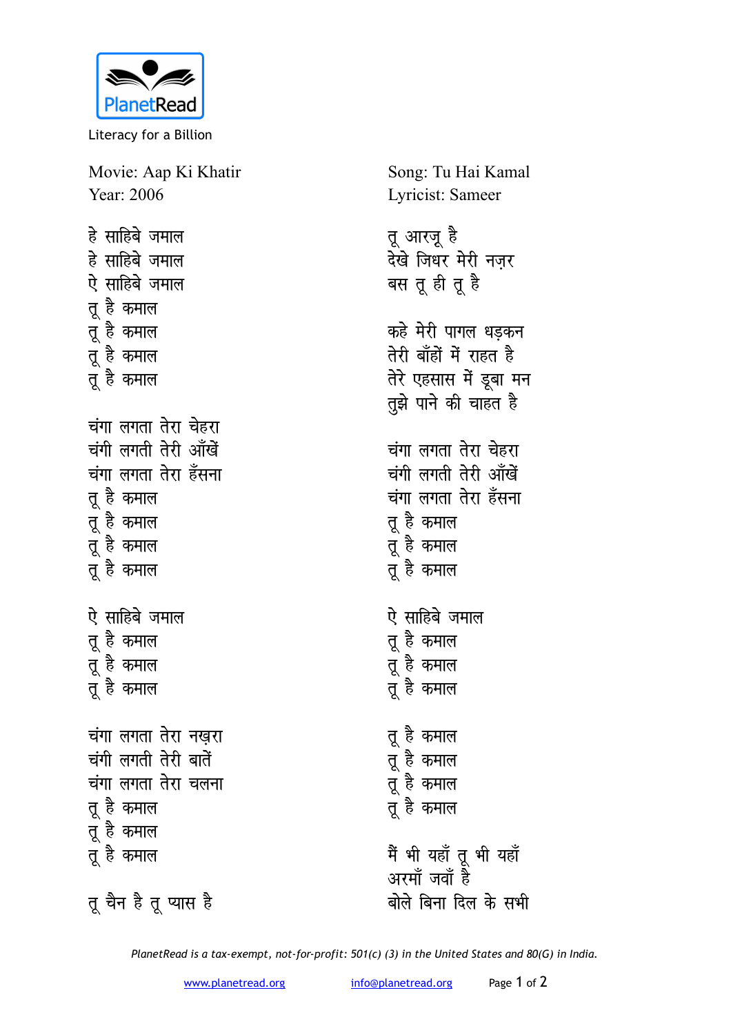PlanetRead

Literacy for a Billion

Movie: Aap Ki Khatir
Year: 2006

Song: Tu Hai Kamal
Lyricist: Sameer

हे साहिबे जमाल
हे साहिबे जमाल
ऐ साहिबे जमाल
तू है कमाल
तू है कमाल
तू है कमाल
तू है कमाल

चंगा लगता तेरा चेहरा
चंगी लगती तेरी आँखें
चंगा लगता तेरा हँसना
तू है कमाल
तू है कमाल
तू है कमाल
तू है कमाल

ऐ साहिबे जमाल
तू है कमाल
तू है कमाल
तू है कमाल

चंगा लगता तेरा नख़रा
चंगी लगती तेरी बातें
चंगा लगता तेरा चलना
तू है कमाल
तू है कमाल
तू है कमाल

तू चैन है तू प्यास है
तू आरज़ू है
देखे जिधर मेरी नज़र
बस तू ही तू है

कहे मेरी पागल धड़कन
तेरी बाँहों में राहत है
तेरे एहसास में डूबा मन
तुझे पाने की चाहत है

चंगा लगता तेरा चेहरा
चंगी लगती तेरी आँखें
चंगा लगता तेरा हँसना
तू है कमाल
तू है कमाल
तू है कमाल

ऐ साहिबे जमाल
तू है कमाल
तू है कमाल
तू है कमाल

तू है कमाल
तू है कमाल
तू है कमाल
तू है कमाल

मैं भी यहाँ तू भी यहाँ
अरमाँ जवाँ है
बोले बिना दिल के सभी

*PlanetRead is a tax-exempt, not-for-profit: 501(c) (3) in the United States and 80(G) in India.*

www.planetread.org info@planetread.org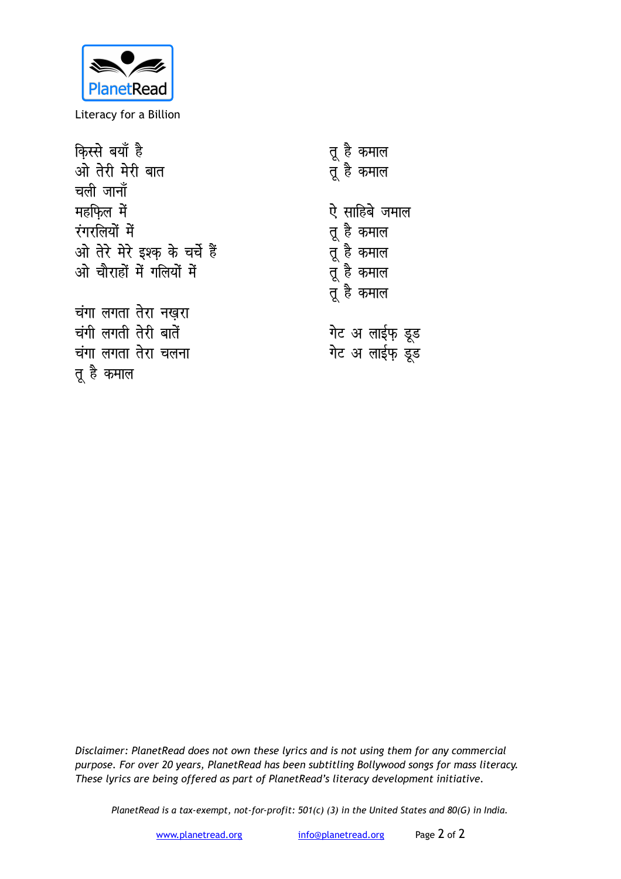क़िस्से बयाँ है
ओ तेरी मेरी बात
चली जानाँ
महफ़िल में
रंगरलियों में
ओ तेरे मेरे इश्क़ के चर्चे हैं
ओ चौराहों में गलियों में

चंगा लगता तेरा नख़रा
चंगी लगती तेरी बातें
चंगा लगता तेरा चलना
तू है कमाल

तू है कमाल
तू है कमाल

ऐ साहिबे जमाल
तू है कमाल
तू है कमाल
तू है कमाल
तू है कमाल

गेट अ लाईफ़ डूड
गेट अ लाईफ़ डूड

*Disclaimer: PlanetRead does not own these lyrics and is not using them for any commercial purpose. For over 20 years, PlanetRead has been subtitling Bollywood songs for mass literacy. These lyrics are being offered as part of PlanetRead's literacy development initiative.*

*PlanetRead is a tax-exempt, not-for-profit: 501(c) (3) in the United States and 80(G) in India.*

www.planetread.org info@planetread.org